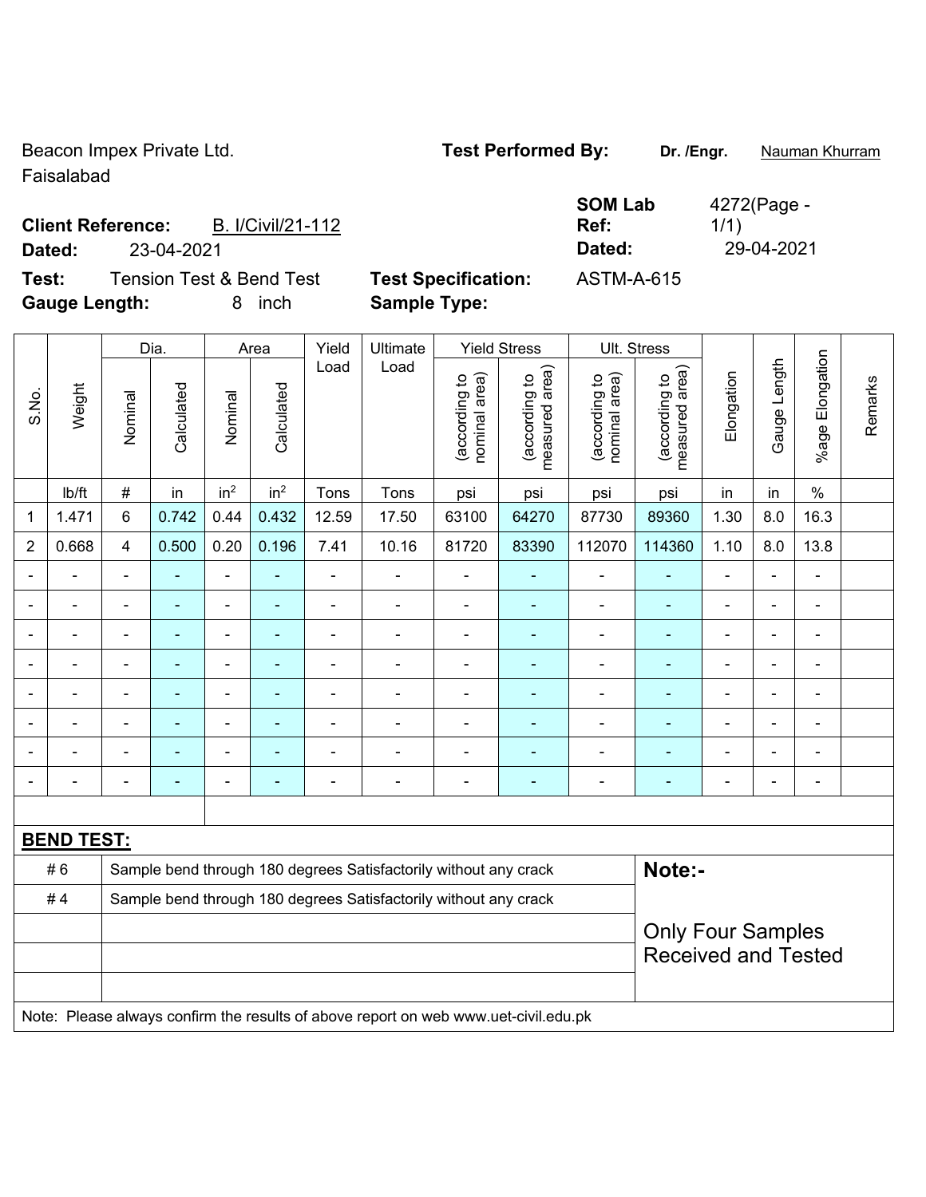Beacon Impex Private Ltd.
Faisalabad

**Test Performed By:** Dr. /Engr. Nauman Khurram

**Client Reference:** B. I/Civil/21-112

**Dated:** 23-04-2021

**SOM Lab Ref:** 4272(Page - 1/1)

**Dated:** 29-04-2021

**Test:** Tension Test & Bend Test

**Test Specification:** ASTM-A-615

**Gauge Length:** 8 inch

**Sample Type:**

| S.No. | Weight | Dia. | | Area | | Yield Load | Ultimate Load | Yield Stress | | Ult. Stress | | Elongation | Gauge Length | %age Elongation | Remarks |
|---|---|---|---|---|---|---|---|---|---|---|---|---|---|---|---|
| | | Nominal | Calculated | Nominal | Calculated | | | (according to nominal area) | (according to measured area) | (according to nominal area) | (according to measured area) | | | | |
| | lb/ft | # | in | $in^2$ | $in^2$ | Tons | Tons | psi | psi | psi | psi | in | in | % | |
| 1 | 1.471 | 6 | 0.742 | 0.44 | 0.432 | 12.59 | 17.50 | 63100 | 64270 | 87730 | 89360 | 1.30 | 8.0 | 16.3 | |
| 2 | 0.668 | 4 | 0.500 | 0.20 | 0.196 | 7.41 | 10.16 | 81720 | 83390 | 112070 | 114360 | 1.10 | 8.0 | 13.8 | |
| - | - | - | - | - | - | - | - | - | - | - | - | - | - | - | |
| - | - | - | - | - | - | - | - | - | - | - | - | - | - | - | |
| - | - | - | - | - | - | - | - | - | - | - | - | - | - | - | |
| - | - | - | - | - | - | - | - | - | - | - | - | - | - | - | |
| - | - | - | - | - | - | - | - | - | - | - | - | - | - | - | |
| - | - | - | - | - | - | - | - | - | - | - | - | - | - | - | |
| - | - | - | - | - | - | - | - | - | - | - | - | - | - | - | |
| - | - | - | - | - | - | - | - | - | - | - | - | - | - | - | |

**BEND TEST:**

| | | |
|---|---|---|
| # 6 | Sample bend through 180 degrees Satisfactorily without any crack | **Note:-** |
| # 4 | Sample bend through 180 degrees Satisfactorily without any crack | Only Four Samples Received and Tested |

Note: Please always confirm the results of above report on web www.uet-civil.edu.pk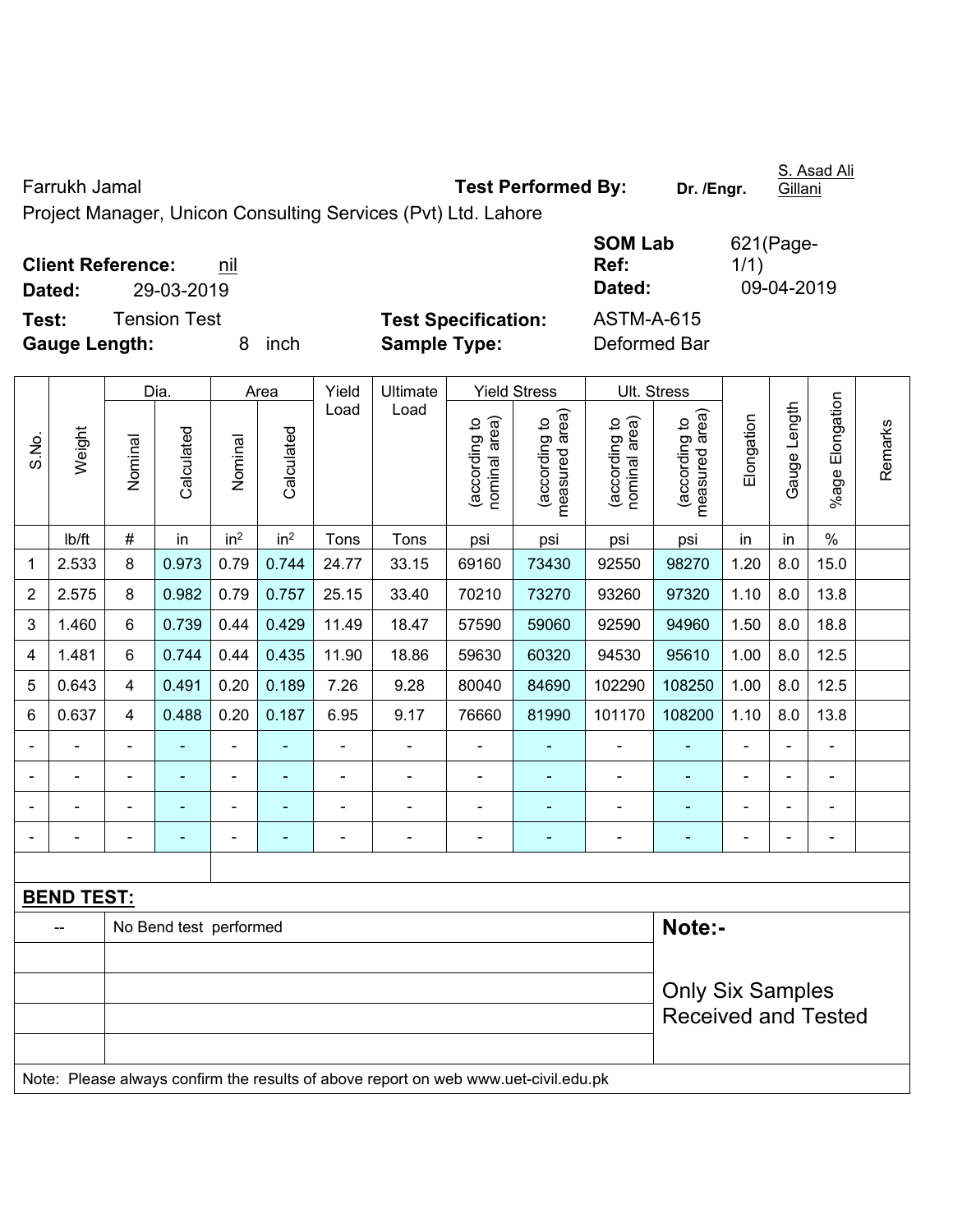Farrukh Jamal

Project Manager, Unicon Consulting Services (Pvt) Ltd. Lahore

**Test Performed By:** **Dr. /Engr.** S. Asad Ali Gillani

**Client Reference:** nil

**Dated:** 29-03-2019

**SOM Lab Ref:** 621(Page-1/1)

**Dated:** 09-04-2019

**Test:** Tension Test

**Test Specification:** ASTM-A-615

**Gauge Length:** 8 inch

**Sample Type:** Deformed Bar

| S.No. | Weight | Dia. | | Area | | Yield Load | Ultimate Load | Yield Stress | | Ult. Stress | | Elongation | Gauge Length | %age Elongation | Remarks |
|---|---|---|---|---|---|---|---|---|---|---|---|---|---|---|---|
| | | Nominal | Calculated | Nominal | Calculated | | | (according to nominal area) | (according to measured area) | (according to nominal area) | (according to measured area) | | | | |
| | lb/ft | # | in | $in^2$ | $in^2$ | Tons | Tons | psi | psi | psi | psi | in | in | % | |
| 1 | 2.533 | 8 | 0.973 | 0.79 | 0.744 | 24.77 | 33.15 | 69160 | 73430 | 92550 | 98270 | 1.20 | 8.0 | 15.0 | |
| 2 | 2.575 | 8 | 0.982 | 0.79 | 0.757 | 25.15 | 33.40 | 70210 | 73270 | 93260 | 97320 | 1.10 | 8.0 | 13.8 | |
| 3 | 1.460 | 6 | 0.739 | 0.44 | 0.429 | 11.49 | 18.47 | 57590 | 59060 | 92590 | 94960 | 1.50 | 8.0 | 18.8 | |
| 4 | 1.481 | 6 | 0.744 | 0.44 | 0.435 | 11.90 | 18.86 | 59630 | 60320 | 94530 | 95610 | 1.00 | 8.0 | 12.5 | |
| 5 | 0.643 | 4 | 0.491 | 0.20 | 0.189 | 7.26 | 9.28 | 80040 | 84690 | 102290 | 108250 | 1.00 | 8.0 | 12.5 | |
| 6 | 0.637 | 4 | 0.488 | 0.20 | 0.187 | 6.95 | 9.17 | 76660 | 81990 | 101170 | 108200 | 1.10 | 8.0 | 13.8 | |
| - | - | - | - | - | - | - | - | - | - | - | - | - | - | - | |
| - | - | - | - | - | - | - | - | - | - | - | - | - | - | - | |
| - | - | - | - | - | - | - | - | - | - | - | - | - | - | - | |
| - | - | - | - | - | - | - | - | - | - | - | - | - | - | - | |

**BEND TEST:**

| -- | No Bend test performed |
|---|---|

**Note:-**

Only Six Samples Received and Tested

Note: Please always confirm the results of above report on web www.uet-civil.edu.pk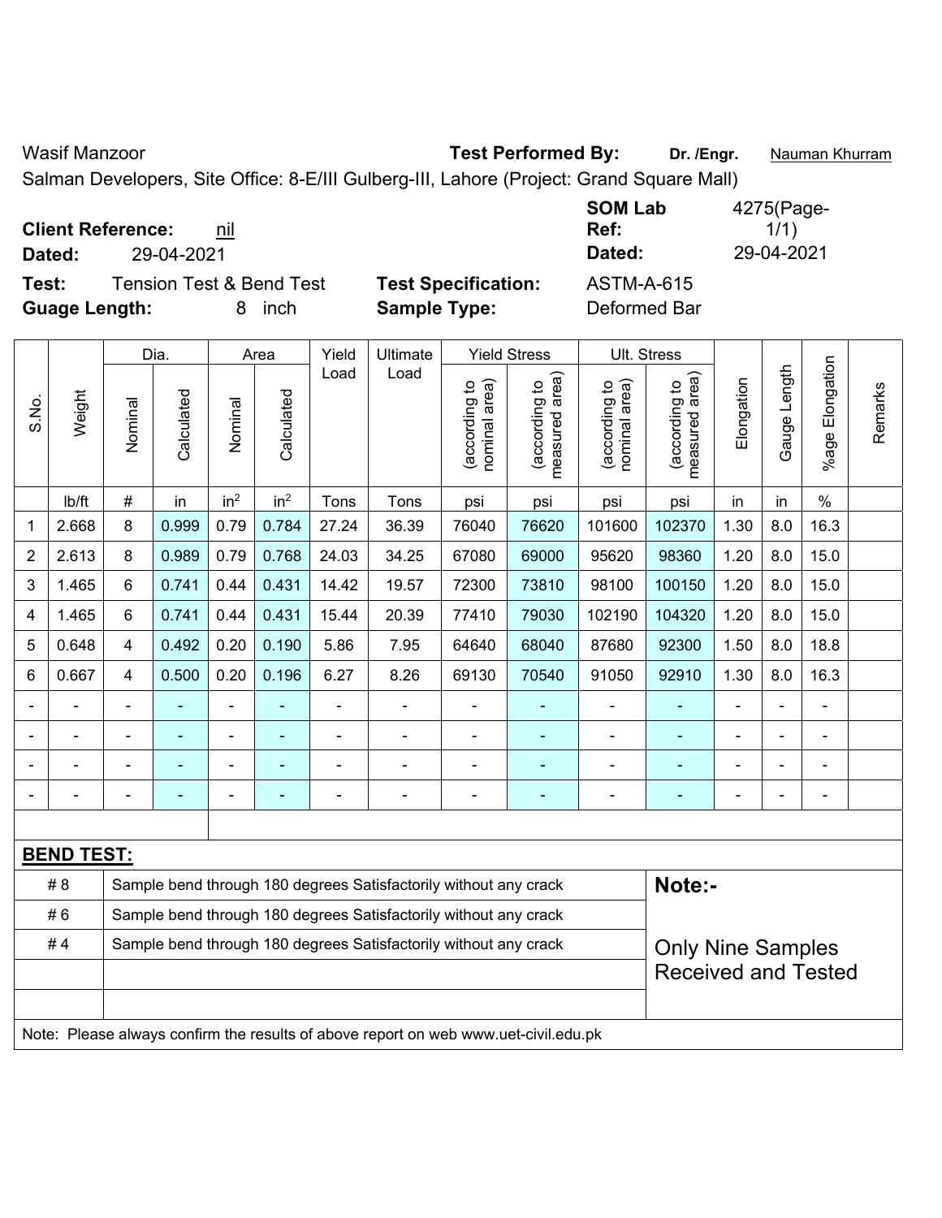Wasif Manzoor

**Test Performed By:** **Dr. /Engr.** Nauman Khurram

Salman Developers, Site Office: 8-E/III Gulberg-III, Lahore (Project: Grand Square Mall)

**Client Reference:** nil

**Dated:** 29-04-2021

**SOM Lab Ref:** 4275(Page-1/1)

**Dated:** 29-04-2021

**Test:** Tension Test & Bend Test

**Test Specification:** ASTM-A-615

**Guage Length:** 8 inch

**Sample Type:** Deformed Bar

| S.No. | Weight | Dia. | | Area | | Yield Load | Ultimate Load | Yield Stress | | Ult. Stress | | Elongation | Gauge Length | %age Elongation | Remarks |
|---|---|---|---|---|---|---|---|---|---|---|---|---|---|---|---|
| | | Nominal | Calculated | Nominal | Calculated | | | (according to nominal area) | (according to measured area) | (according to nominal area) | (according to measured area) | | | | |
| | lb/ft | # | in | in² | in² | Tons | Tons | psi | psi | psi | psi | in | in | % | |
| 1 | 2.668 | 8 | 0.999 | 0.79 | 0.784 | 27.24 | 36.39 | 76040 | 76620 | 101600 | 102370 | 1.30 | 8.0 | 16.3 | |
| 2 | 2.613 | 8 | 0.989 | 0.79 | 0.768 | 24.03 | 34.25 | 67080 | 69000 | 95620 | 98360 | 1.20 | 8.0 | 15.0 | |
| 3 | 1.465 | 6 | 0.741 | 0.44 | 0.431 | 14.42 | 19.57 | 72300 | 73810 | 98100 | 100150 | 1.20 | 8.0 | 15.0 | |
| 4 | 1.465 | 6 | 0.741 | 0.44 | 0.431 | 15.44 | 20.39 | 77410 | 79030 | 102190 | 104320 | 1.20 | 8.0 | 15.0 | |
| 5 | 0.648 | 4 | 0.492 | 0.20 | 0.190 | 5.86 | 7.95 | 64640 | 68040 | 87680 | 92300 | 1.50 | 8.0 | 18.8 | |
| 6 | 0.667 | 4 | 0.500 | 0.20 | 0.196 | 6.27 | 8.26 | 69130 | 70540 | 91050 | 92910 | 1.30 | 8.0 | 16.3 | |
| - | - | - | - | - | - | - | - | - | - | - | - | - | - | - | |
| - | - | - | - | - | - | - | - | - | - | - | - | - | - | - | |
| - | - | - | - | - | - | - | - | - | - | - | - | - | - | - | |
| - | - | - | - | - | - | - | - | - | - | - | - | - | - | - | |

**BEND TEST:**

| | | |
|---|---|---|
| # 8 | Sample bend through 180 degrees Satisfactorily without any crack | **Note:-** |
| # 6 | Sample bend through 180 degrees Satisfactorily without any crack | |
| # 4 | Sample bend through 180 degrees Satisfactorily without any crack | Only Nine Samples Received and Tested |

Note: Please always confirm the results of above report on web www.uet-civil.edu.pk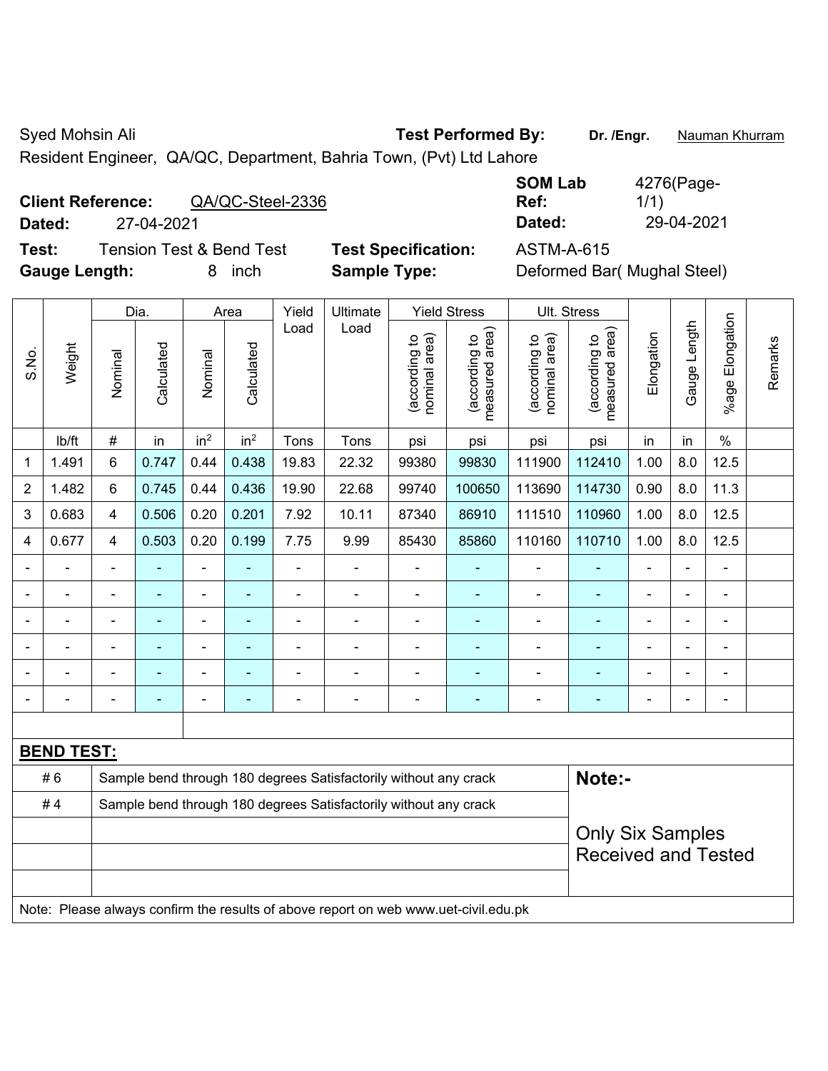Syed Mohsin Ali

Resident Engineer, QA/QC, Department, Bahria Town, (Pvt) Ltd Lahore

**Test Performed By:** **Dr. /Engr.** Nauman Khurram

**Client Reference:** QA/QC-Steel-2336

**Dated:** 27-04-2021

**SOM Lab Ref:** 4276(Page-1/1)

**Dated:** 29-04-2021

**Test:** Tension Test & Bend Test

**Gauge Length:** 8 inch

**Test Specification:** ASTM-A-615

**Sample Type:** Deformed Bar( Mughal Steel)

| S.No. | Weight | Dia. | | Area | | Yield Load | Ultimate Load | Yield Stress | | Ult. Stress | | Elongation | Gauge Length | %age Elongation | Remarks |
|---|---|---|---|---|---|---|---|---|---|---|---|---|---|---|---|
| | | Nominal | Calculated | Nominal | Calculated | | | (according to nominal area) | (according to measured area) | (according to nominal area) | (according to measured area) | | | | |
| | lb/ft | # | in | $in^2$ | $in^2$ | Tons | Tons | psi | psi | psi | psi | in | in | % | |
| 1 | 1.491 | 6 | 0.747 | 0.44 | 0.438 | 19.83 | 22.32 | 99380 | 99830 | 111900 | 112410 | 1.00 | 8.0 | 12.5 | |
| 2 | 1.482 | 6 | 0.745 | 0.44 | 0.436 | 19.90 | 22.68 | 99740 | 100650 | 113690 | 114730 | 0.90 | 8.0 | 11.3 | |
| 3 | 0.683 | 4 | 0.506 | 0.20 | 0.201 | 7.92 | 10.11 | 87340 | 86910 | 111510 | 110960 | 1.00 | 8.0 | 12.5 | |
| 4 | 0.677 | 4 | 0.503 | 0.20 | 0.199 | 7.75 | 9.99 | 85430 | 85860 | 110160 | 110710 | 1.00 | 8.0 | 12.5 | |
| - | - | - | - | - | - | - | - | - | - | - | - | - | - | - | |
| - | - | - | - | - | - | - | - | - | - | - | - | - | - | - | |
| - | - | - | - | - | - | - | - | - | - | - | - | - | - | - | |
| - | - | - | - | - | - | - | - | - | - | - | - | - | - | - | |
| - | - | - | - | - | - | - | - | - | - | - | - | - | - | - | |
| - | - | - | - | - | - | - | - | - | - | - | - | - | - | - | |

**BEND TEST:**

| | |
|---|---|
| # 6 | Sample bend through 180 degrees Satisfactorily without any crack |
| # 4 | Sample bend through 180 degrees Satisfactorily without any crack |

**Note:-**

Only Six Samples Received and Tested

Note: Please always confirm the results of above report on web www.uet-civil.edu.pk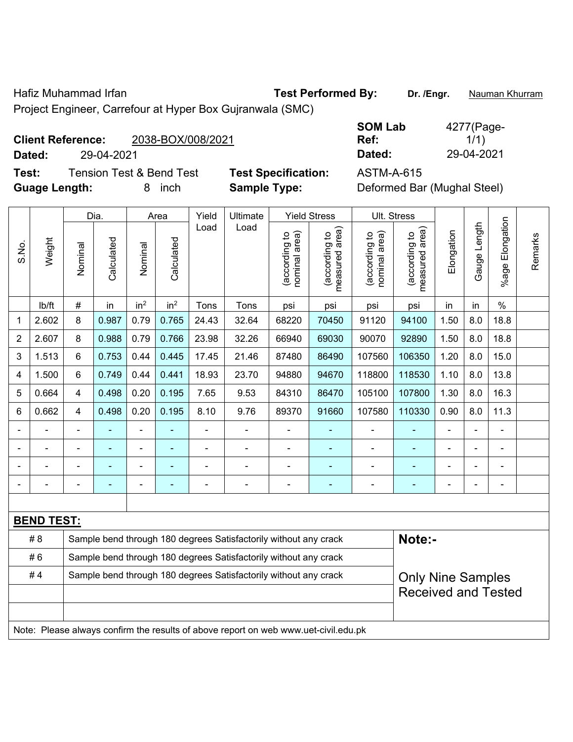Hafiz Muhammad Irfan

Project Engineer, Carrefour at Hyper Box Gujranwala (SMC)

**Test Performed By:** **Dr. /Engr.** Nauman Khurram

**Client Reference:** 2038-BOX/008/2021

**Dated:** 29-04-2021

**SOM Lab Ref:** 4277(Page-1/1)

**Dated:** 29-04-2021

**Test:** Tension Test & Bend Test

**Test Specification:** ASTM-A-615

**Guage Length:** 8 inch

**Sample Type:** Deformed Bar (Mughal Steel)

| S.No. | Weight | Dia. | | Area | | Yield Load | Ultimate Load | Yield Stress | | Ult. Stress | | Elongation | Gauge Length | %age Elongation | Remarks |
|---|---|---|---|---|---|---|---|---|---|---|---|---|---|---|---|
| | | Nominal | Calculated | Nominal | Calculated | | | (according to nominal area) | (according to measured area) | (according to nominal area) | (according to measured area) | | | | |
| | lb/ft | # | in | in² | in² | Tons | Tons | psi | psi | psi | psi | in | in | % | |
| 1 | 2.602 | 8 | 0.987 | 0.79 | 0.765 | 24.43 | 32.64 | 68220 | 70450 | 91120 | 94100 | 1.50 | 8.0 | 18.8 | |
| 2 | 2.607 | 8 | 0.988 | 0.79 | 0.766 | 23.98 | 32.26 | 66940 | 69030 | 90070 | 92890 | 1.50 | 8.0 | 18.8 | |
| 3 | 1.513 | 6 | 0.753 | 0.44 | 0.445 | 17.45 | 21.46 | 87480 | 86490 | 107560 | 106350 | 1.20 | 8.0 | 15.0 | |
| 4 | 1.500 | 6 | 0.749 | 0.44 | 0.441 | 18.93 | 23.70 | 94880 | 94670 | 118800 | 118530 | 1.10 | 8.0 | 13.8 | |
| 5 | 0.664 | 4 | 0.498 | 0.20 | 0.195 | 7.65 | 9.53 | 84310 | 86470 | 105100 | 107800 | 1.30 | 8.0 | 16.3 | |
| 6 | 0.662 | 4 | 0.498 | 0.20 | 0.195 | 8.10 | 9.76 | 89370 | 91660 | 107580 | 110330 | 0.90 | 8.0 | 11.3 | |
| - | - | - | - | - | - | - | - | - | - | - | - | - | - | - | |
| - | - | - | - | - | - | - | - | - | - | - | - | - | - | - | |
| - | - | - | - | - | - | - | - | - | - | - | - | - | - | - | |
| - | - | - | - | - | - | - | - | - | - | - | - | - | - | - | |

**BEND TEST:**

| | |
|---|---|
| # 8 | Sample bend through 180 degrees Satisfactorily without any crack |
| # 6 | Sample bend through 180 degrees Satisfactorily without any crack |
| # 4 | Sample bend through 180 degrees Satisfactorily without any crack |

**Note:-**

Only Nine Samples Received and Tested

Note: Please always confirm the results of above report on web www.uet-civil.edu.pk